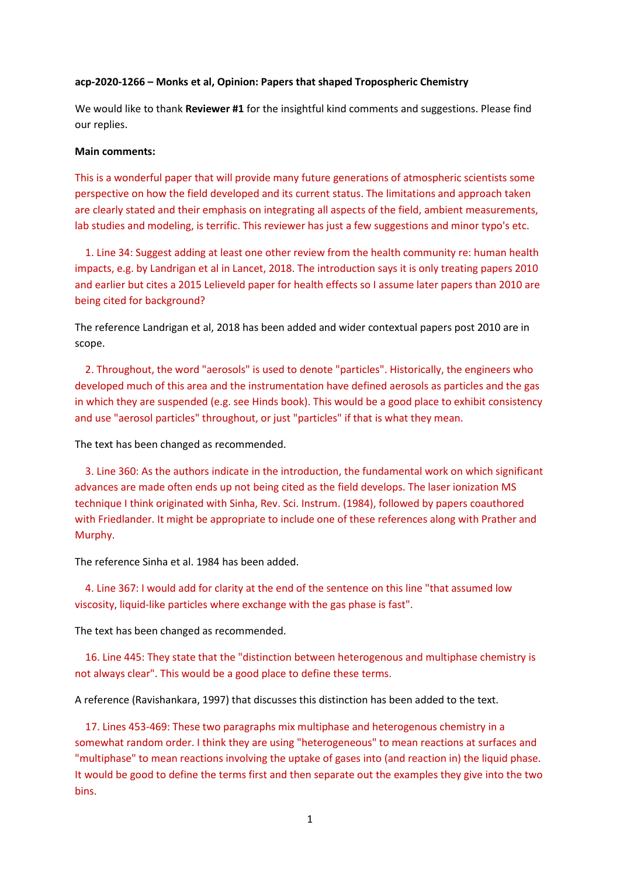**acp-2020-1266 – Monks et al, Opinion: Papers that shaped Tropospheric Chemistry**

We would like to thank **Reviewer #1** for the insightful kind comments and suggestions. Please find our replies.

**Main comments:**

This is a wonderful paper that will provide many future generations of atmospheric scientists some perspective on how the field developed and its current status. The limitations and approach taken are clearly stated and their emphasis on integrating all aspects of the field, ambient measurements, lab studies and modeling, is terrific. This reviewer has just a few suggestions and minor typo's etc.

1. Line 34: Suggest adding at least one other review from the health community re: human health impacts, e.g. by Landrigan et al in Lancet, 2018. The introduction says it is only treating papers 2010 and earlier but cites a 2015 Lelieveld paper for health effects so I assume later papers than 2010 are being cited for background?

The reference Landrigan et al, 2018 has been added and wider contextual papers post 2010 are in scope.

2. Throughout, the word "aerosols" is used to denote "particles". Historically, the engineers who developed much of this area and the instrumentation have defined aerosols as particles and the gas in which they are suspended (e.g. see Hinds book). This would be a good place to exhibit consistency and use "aerosol particles" throughout, or just "particles" if that is what they mean.

The text has been changed as recommended.

3. Line 360: As the authors indicate in the introduction, the fundamental work on which significant advances are made often ends up not being cited as the field develops. The laser ionization MS technique I think originated with Sinha, Rev. Sci. Instrum. (1984), followed by papers coauthored with Friedlander. It might be appropriate to include one of these references along with Prather and Murphy.

The reference Sinha et al. 1984 has been added.

4. Line 367: I would add for clarity at the end of the sentence on this line "that assumed low viscosity, liquid-like particles where exchange with the gas phase is fast".

The text has been changed as recommended.

16. Line 445: They state that the "distinction between heterogenous and multiphase chemistry is not always clear". This would be a good place to define these terms.

A reference (Ravishankara, 1997) that discusses this distinction has been added to the text.

17. Lines 453-469: These two paragraphs mix multiphase and heterogenous chemistry in a somewhat random order. I think they are using "heterogeneous" to mean reactions at surfaces and "multiphase" to mean reactions involving the uptake of gases into (and reaction in) the liquid phase. It would be good to define the terms first and then separate out the examples they give into the two bins.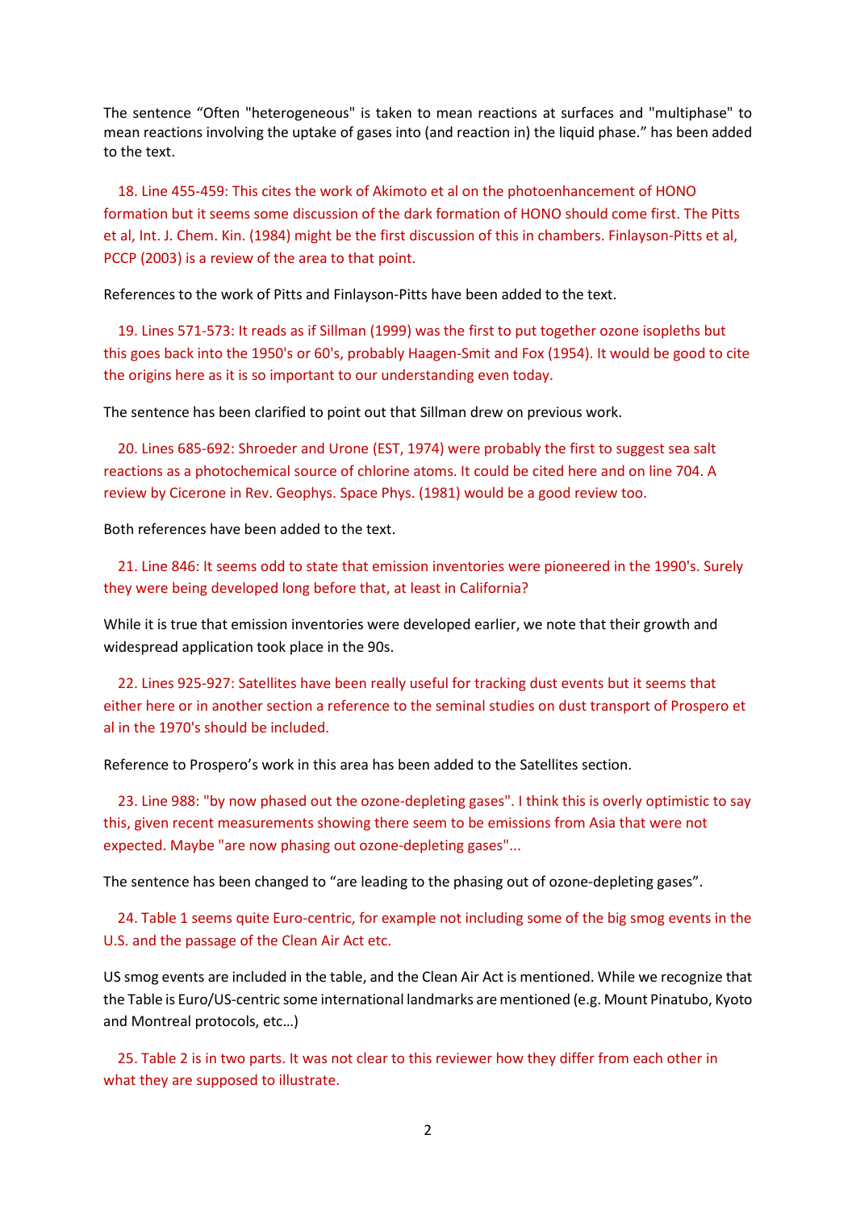The sentence “Often "heterogeneous" is taken to mean reactions at surfaces and "multiphase" to mean reactions involving the uptake of gases into (and reaction in) the liquid phase.” has been added to the text.

18. Line 455-459: This cites the work of Akimoto et al on the photoenhancement of HONO formation but it seems some discussion of the dark formation of HONO should come first. The Pitts et al, Int. J. Chem. Kin. (1984) might be the first discussion of this in chambers. Finlayson-Pitts et al, PCCP (2003) is a review of the area to that point.

References to the work of Pitts and Finlayson-Pitts have been added to the text.

19. Lines 571-573: It reads as if Sillman (1999) was the first to put together ozone isopleths but this goes back into the 1950's or 60's, probably Haagen-Smit and Fox (1954). It would be good to cite the origins here as it is so important to our understanding even today.

The sentence has been clarified to point out that Sillman drew on previous work.

20. Lines 685-692: Shroeder and Urone (EST, 1974) were probably the first to suggest sea salt reactions as a photochemical source of chlorine atoms. It could be cited here and on line 704. A review by Cicerone in Rev. Geophys. Space Phys. (1981) would be a good review too.

Both references have been added to the text.

21. Line 846: It seems odd to state that emission inventories were pioneered in the 1990's. Surely they were being developed long before that, at least in California?

While it is true that emission inventories were developed earlier, we note that their growth and widespread application took place in the 90s.

22. Lines 925-927: Satellites have been really useful for tracking dust events but it seems that either here or in another section a reference to the seminal studies on dust transport of Prospero et al in the 1970's should be included.

Reference to Prospero’s work in this area has been added to the Satellites section.

23. Line 988: "by now phased out the ozone-depleting gases". I think this is overly optimistic to say this, given recent measurements showing there seem to be emissions from Asia that were not expected. Maybe "are now phasing out ozone-depleting gases"...

The sentence has been changed to “are leading to the phasing out of ozone-depleting gases”.

24. Table 1 seems quite Euro-centric, for example not including some of the big smog events in the U.S. and the passage of the Clean Air Act etc.

US smog events are included in the table, and the Clean Air Act is mentioned. While we recognize that the Table is Euro/US-centric some international landmarks are mentioned (e.g. Mount Pinatubo, Kyoto and Montreal protocols, etc…)

25. Table 2 is in two parts. It was not clear to this reviewer how they differ from each other in what they are supposed to illustrate.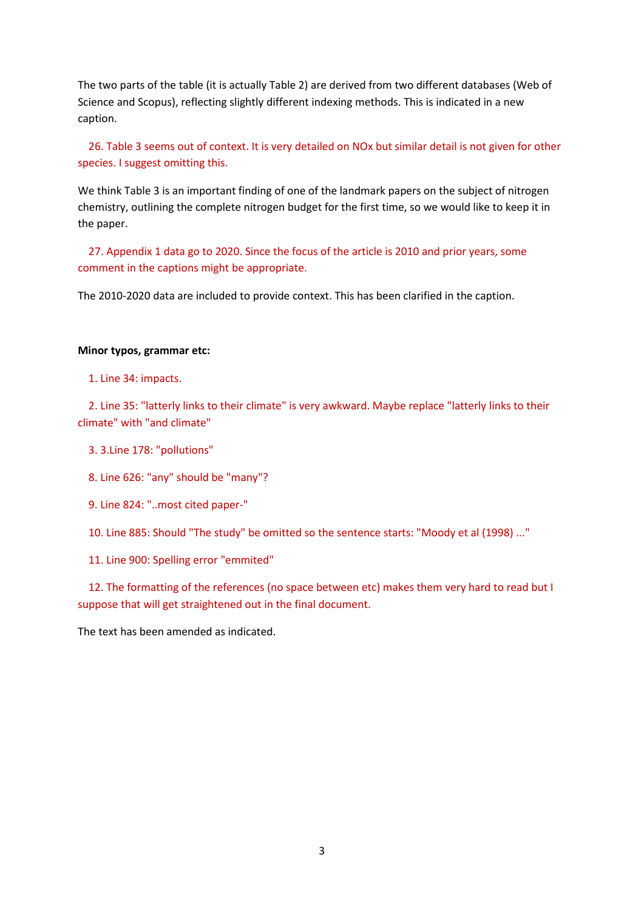The two parts of the table (it is actually Table 2) are derived from two different databases (Web of Science and Scopus), reflecting slightly different indexing methods. This is indicated in a new caption.

26. Table 3 seems out of context. It is very detailed on NOx but similar detail is not given for other species. I suggest omitting this.

We think Table 3 is an important finding of one of the landmark papers on the subject of nitrogen chemistry, outlining the complete nitrogen budget for the first time, so we would like to keep it in the paper.

27. Appendix 1 data go to 2020. Since the focus of the article is 2010 and prior years, some comment in the captions might be appropriate.

The 2010-2020 data are included to provide context. This has been clarified in the caption.

**Minor typos, grammar etc:**

1. Line 34: impacts.

2. Line 35: "latterly links to their climate" is very awkward. Maybe replace "latterly links to their climate" with "and climate"

3. 3.Line 178: "pollutions"

8. Line 626: "any" should be "many"?

9. Line 824: "..most cited paper-"

10. Line 885: Should "The study" be omitted so the sentence starts: "Moody et al (1998) ..."

11. Line 900: Spelling error "emmited"

12. The formatting of the references (no space between etc) makes them very hard to read but I suppose that will get straightened out in the final document.

The text has been amended as indicated.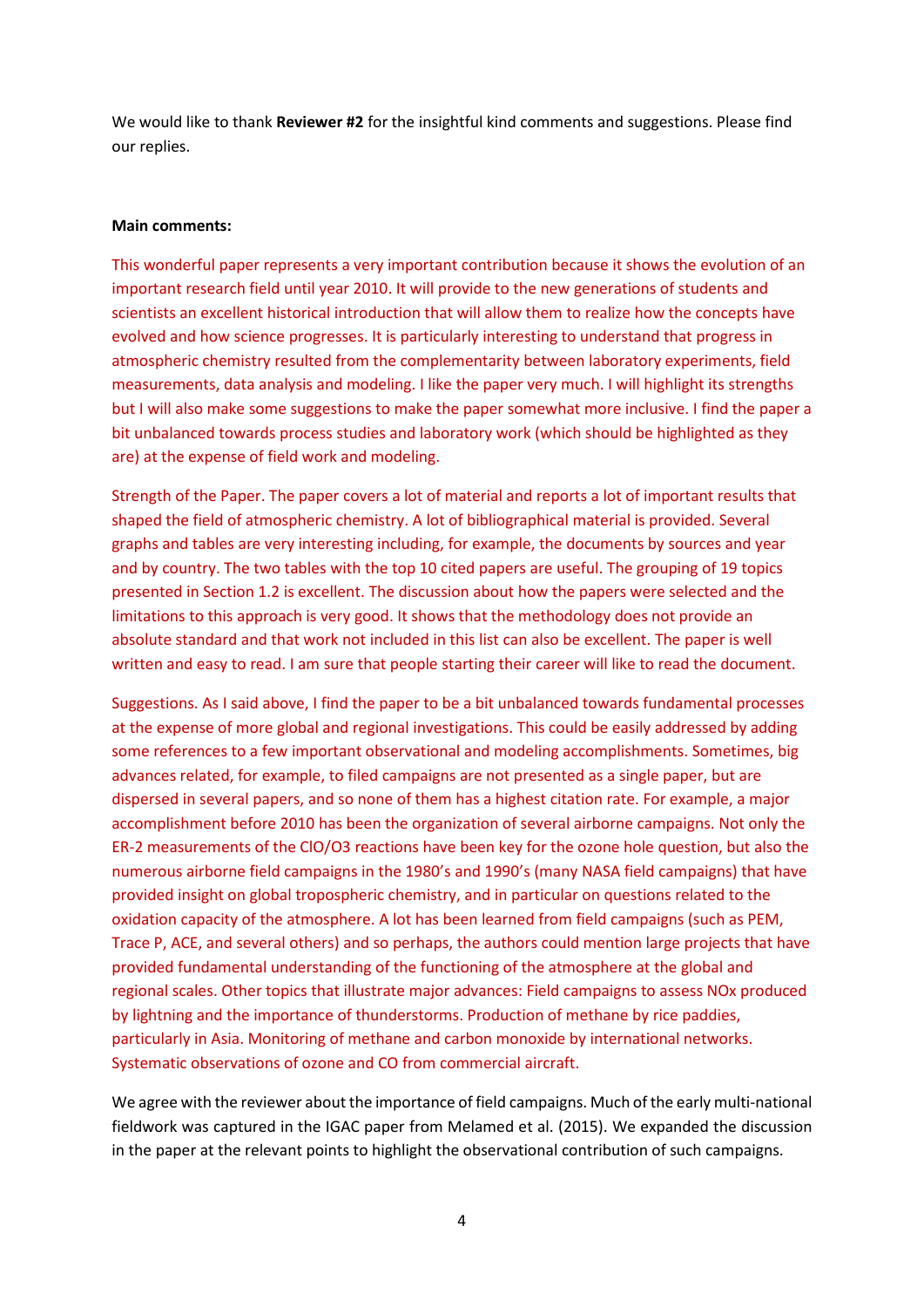We would like to thank **Reviewer #2** for the insightful kind comments and suggestions. Please find our replies.

**Main comments:**

This wonderful paper represents a very important contribution because it shows the evolution of an important research field until year 2010. It will provide to the new generations of students and scientists an excellent historical introduction that will allow them to realize how the concepts have evolved and how science progresses. It is particularly interesting to understand that progress in atmospheric chemistry resulted from the complementarity between laboratory experiments, field measurements, data analysis and modeling. I like the paper very much. I will highlight its strengths but I will also make some suggestions to make the paper somewhat more inclusive. I find the paper a bit unbalanced towards process studies and laboratory work (which should be highlighted as they are) at the expense of field work and modeling.

Strength of the Paper. The paper covers a lot of material and reports a lot of important results that shaped the field of atmospheric chemistry. A lot of bibliographical material is provided. Several graphs and tables are very interesting including, for example, the documents by sources and year and by country. The two tables with the top 10 cited papers are useful. The grouping of 19 topics presented in Section 1.2 is excellent. The discussion about how the papers were selected and the limitations to this approach is very good. It shows that the methodology does not provide an absolute standard and that work not included in this list can also be excellent. The paper is well written and easy to read. I am sure that people starting their career will like to read the document.

Suggestions. As I said above, I find the paper to be a bit unbalanced towards fundamental processes at the expense of more global and regional investigations. This could be easily addressed by adding some references to a few important observational and modeling accomplishments. Sometimes, big advances related, for example, to filed campaigns are not presented as a single paper, but are dispersed in several papers, and so none of them has a highest citation rate. For example, a major accomplishment before 2010 has been the organization of several airborne campaigns. Not only the ER-2 measurements of the ClO/O3 reactions have been key for the ozone hole question, but also the numerous airborne field campaigns in the 1980's and 1990's (many NASA field campaigns) that have provided insight on global tropospheric chemistry, and in particular on questions related to the oxidation capacity of the atmosphere. A lot has been learned from field campaigns (such as PEM, Trace P, ACE, and several others) and so perhaps, the authors could mention large projects that have provided fundamental understanding of the functioning of the atmosphere at the global and regional scales. Other topics that illustrate major advances: Field campaigns to assess NOx produced by lightning and the importance of thunderstorms. Production of methane by rice paddies, particularly in Asia. Monitoring of methane and carbon monoxide by international networks. Systematic observations of ozone and CO from commercial aircraft.

We agree with the reviewer about the importance of field campaigns. Much of the early multi-national fieldwork was captured in the IGAC paper from Melamed et al. (2015). We expanded the discussion in the paper at the relevant points to highlight the observational contribution of such campaigns.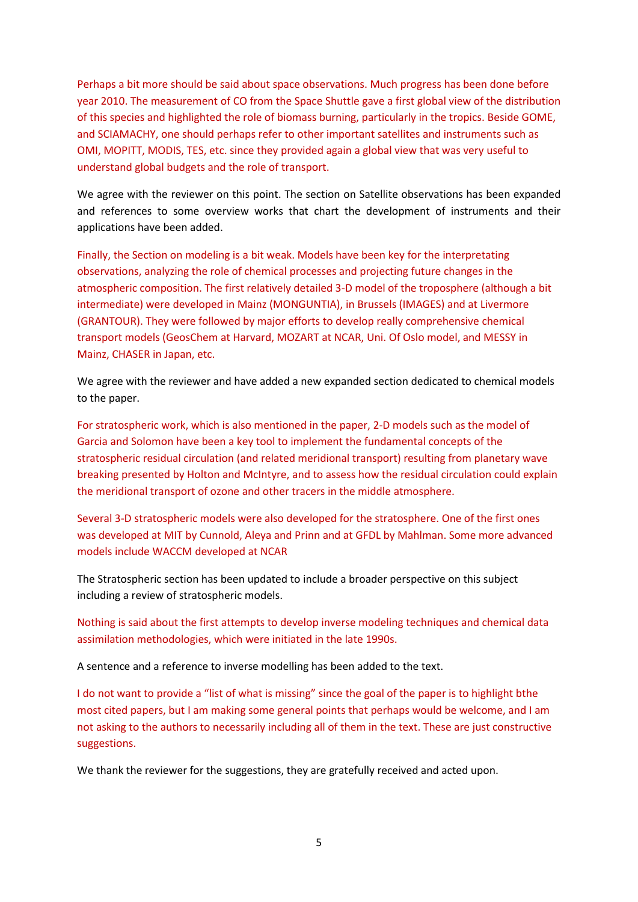Perhaps a bit more should be said about space observations. Much progress has been done before year 2010. The measurement of CO from the Space Shuttle gave a first global view of the distribution of this species and highlighted the role of biomass burning, particularly in the tropics. Beside GOME, and SCIAMACHY, one should perhaps refer to other important satellites and instruments such as OMI, MOPITT, MODIS, TES, etc. since they provided again a global view that was very useful to understand global budgets and the role of transport.

We agree with the reviewer on this point. The section on Satellite observations has been expanded and references to some overview works that chart the development of instruments and their applications have been added.

Finally, the Section on modeling is a bit weak. Models have been key for the interpretating observations, analyzing the role of chemical processes and projecting future changes in the atmospheric composition. The first relatively detailed 3-D model of the troposphere (although a bit intermediate) were developed in Mainz (MONGUNTIA), in Brussels (IMAGES) and at Livermore (GRANTOUR). They were followed by major efforts to develop really comprehensive chemical transport models (GeosChem at Harvard, MOZART at NCAR, Uni. Of Oslo model, and MESSY in Mainz, CHASER in Japan, etc.

We agree with the reviewer and have added a new expanded section dedicated to chemical models to the paper.

For stratospheric work, which is also mentioned in the paper, 2-D models such as the model of Garcia and Solomon have been a key tool to implement the fundamental concepts of the stratospheric residual circulation (and related meridional transport) resulting from planetary wave breaking presented by Holton and McIntyre, and to assess how the residual circulation could explain the meridional transport of ozone and other tracers in the middle atmosphere.

Several 3-D stratospheric models were also developed for the stratosphere. One of the first ones was developed at MIT by Cunnold, Aleya and Prinn and at GFDL by Mahlman. Some more advanced models include WACCM developed at NCAR

The Stratospheric section has been updated to include a broader perspective on this subject including a review of stratospheric models.

Nothing is said about the first attempts to develop inverse modeling techniques and chemical data assimilation methodologies, which were initiated in the late 1990s.

A sentence and a reference to inverse modelling has been added to the text.

I do not want to provide a "list of what is missing" since the goal of the paper is to highlight bthe most cited papers, but I am making some general points that perhaps would be welcome, and I am not asking to the authors to necessarily including all of them in the text. These are just constructive suggestions.

We thank the reviewer for the suggestions, they are gratefully received and acted upon.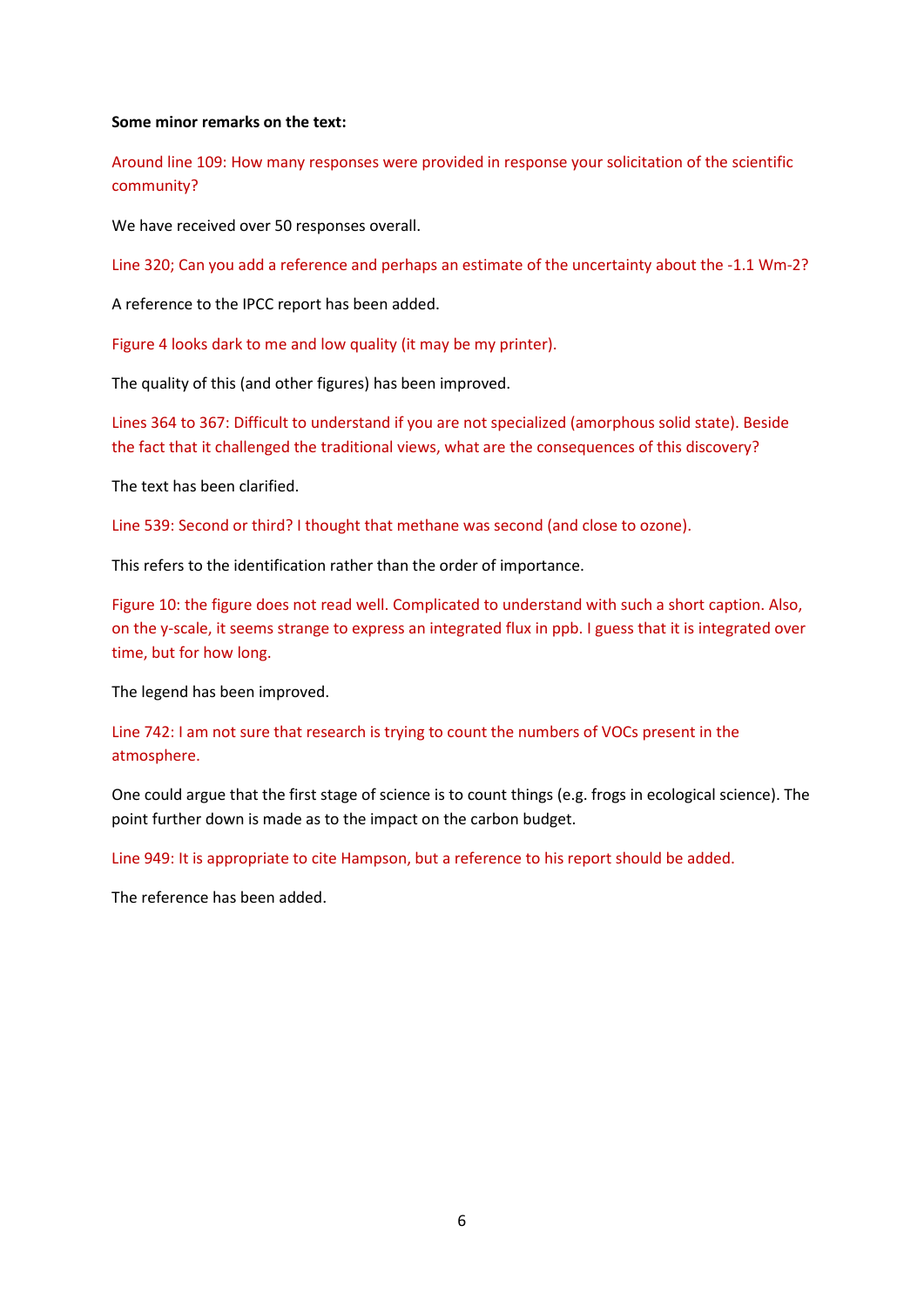**Some minor remarks on the text:**

Around line 109: How many responses were provided in response your solicitation of the scientific community?

We have received over 50 responses overall.

Line 320; Can you add a reference and perhaps an estimate of the uncertainty about the -1.1 Wm-2?

A reference to the IPCC report has been added.

Figure 4 looks dark to me and low quality (it may be my printer).

The quality of this (and other figures) has been improved.

Lines 364 to 367: Difficult to understand if you are not specialized (amorphous solid state). Beside the fact that it challenged the traditional views, what are the consequences of this discovery?

The text has been clarified.

Line 539: Second or third? I thought that methane was second (and close to ozone).

This refers to the identification rather than the order of importance.

Figure 10: the figure does not read well. Complicated to understand with such a short caption. Also, on the y-scale, it seems strange to express an integrated flux in ppb. I guess that it is integrated over time, but for how long.

The legend has been improved.

Line 742: I am not sure that research is trying to count the numbers of VOCs present in the atmosphere.

One could argue that the first stage of science is to count things (e.g. frogs in ecological science). The point further down is made as to the impact on the carbon budget.

Line 949: It is appropriate to cite Hampson, but a reference to his report should be added.

The reference has been added.